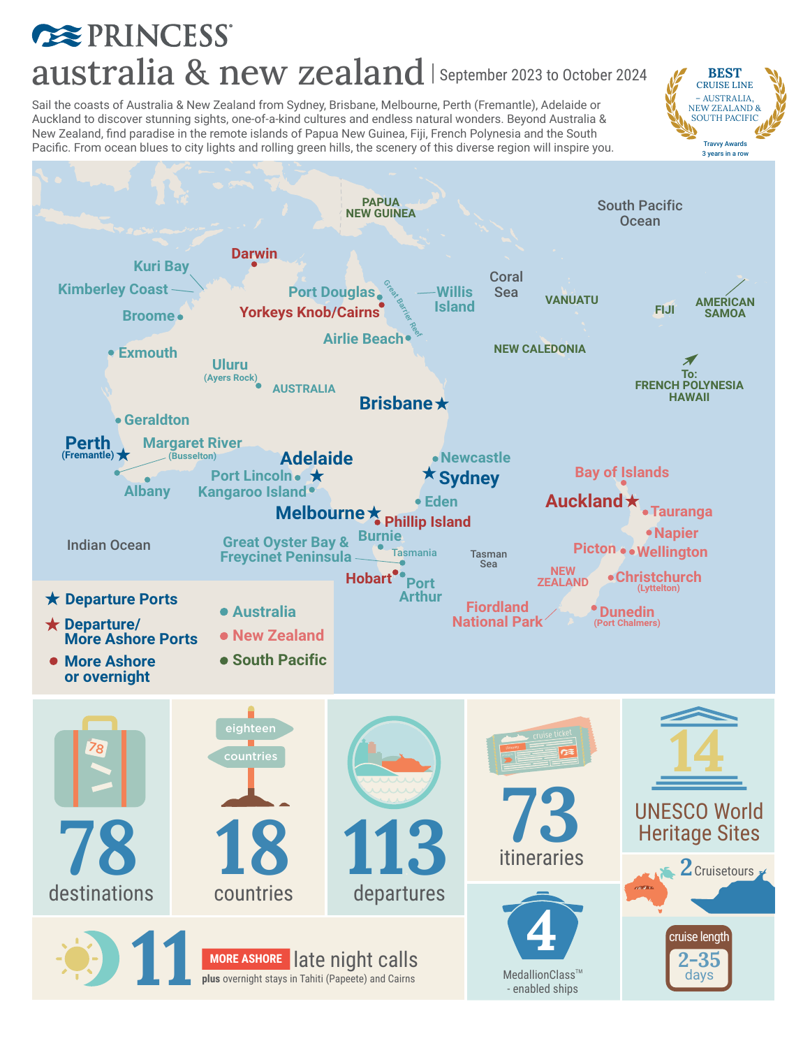PRINCESS

# australia & new zealand | September 2023 to October 2024

**BEST** CRUISE LINE – AUSTRALIA, NEW ZEALAND & SOUTH PACIFIC
Travvy Awards 3 years in a row

Sail the coasts of Australia & New Zealand from Sydney, Brisbane, Melbourne, Perth (Fremantle), Adelaide or Auckland to discover stunning sights, one-of-a-kind cultures and endless natural wonders. Beyond Australia & New Zealand, find paradise in the remote islands of Papua New Guinea, Fiji, French Polynesia and the South Pacific. From ocean blues to city lights and rolling green hills, the scenery of this diverse region will inspire you.

PAPUA NEW GUINEA · South Pacific Ocean · Darwin · Kuri Bay · Kimberley Coast · Port Douglas · Willis Island · Coral Sea · Yorkeys Knob/Cairns · Great Barrier Reef · VANUATU · FIJI · AMERICAN SAMOA · Broome · Airlie Beach · NEW CALEDONIA · Exmouth · Uluru (Ayers Rock) · AUSTRALIA · To: FRENCH POLYNESIA HAWAII · Brisbane · Geraldton · Perth (Fremantle) · Margaret River (Busselton) · Adelaide · Newcastle · Sydney · Bay of Islands · Port Lincoln · Kangaroo Island · Albany · Eden · Auckland · Tauranga · Melbourne · Phillip Island · Napier · Indian Ocean · Great Oyster Bay & Freycinet Peninsula · Burnie · Tasmania · Tasman Sea · Picton · Wellington · NEW ZEALAND · Christchurch (Lyttelton) · Hobart · Port Arthur · Fiordland National Park · Dunedin (Port Chalmers)

- ★ Departure Ports
- ★ Departure/ More Ashore Ports
- ● More Ashore or overnight
- ● Australia
- ● New Zealand
- ● South Pacific

**78** destinations

eighteen countries

**18** countries

**113** departures

**73** itineraries

**14** UNESCO World Heritage Sites

**2** Cruisetours

**11** MORE ASHORE late night calls
**plus** overnight stays in Tahiti (Papeete) and Cairns

**4** MedallionClass™ - enabled ships

cruise length **2-35** days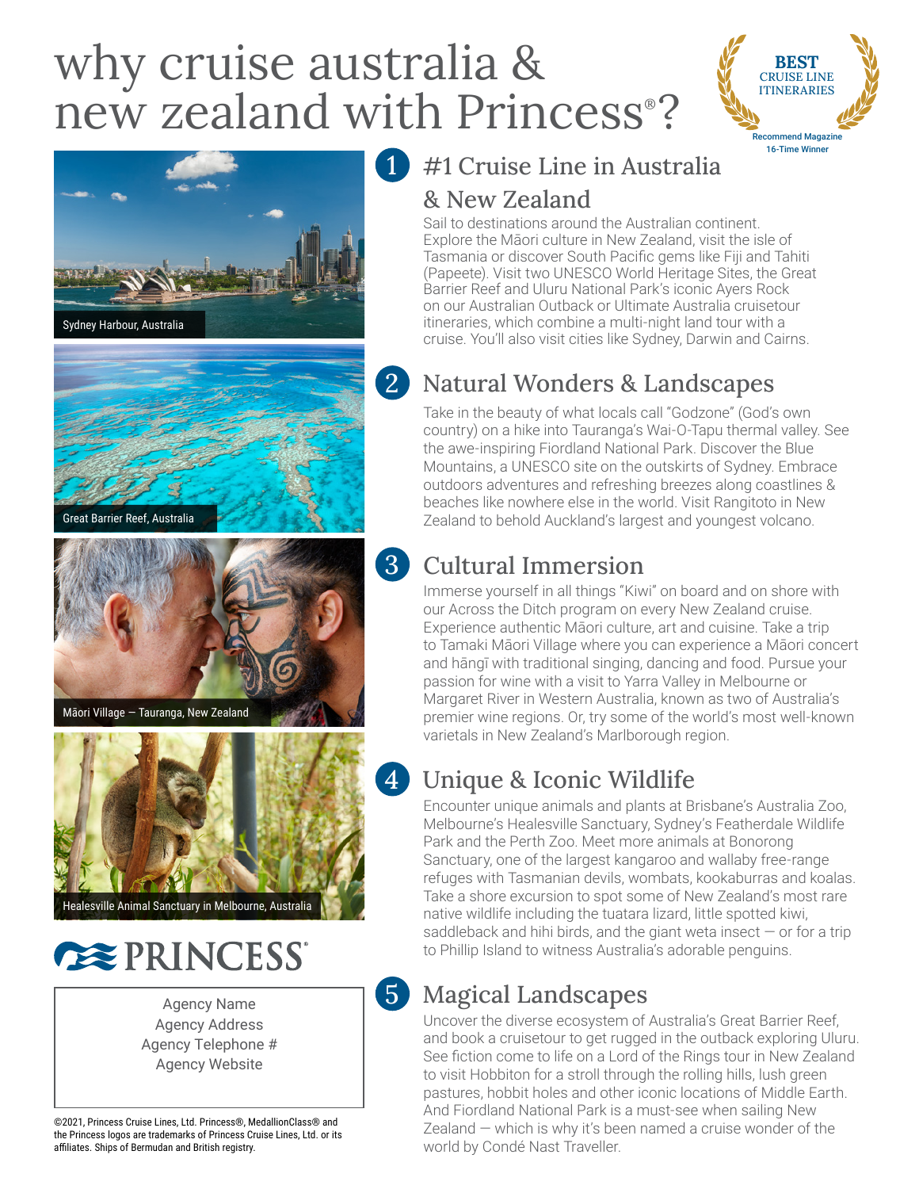# why cruise australia & new zealand with Princess®?

BEST CRUISE LINE ITINERARIES

Recommend Magazine 16-Time Winner

Sydney Harbour, Australia

Great Barrier Reef, Australia

Māori Village — Tauranga, New Zealand

Healesville Animal Sanctuary in Melbourne, Australia

## 1 #1 Cruise Line in Australia & New Zealand

Sail to destinations around the Australian continent. Explore the Māori culture in New Zealand, visit the isle of Tasmania or discover South Pacific gems like Fiji and Tahiti (Papeete). Visit two UNESCO World Heritage Sites, the Great Barrier Reef and Uluru National Park's iconic Ayers Rock on our Australian Outback or Ultimate Australia cruisetour itineraries, which combine a multi-night land tour with a cruise. You'll also visit cities like Sydney, Darwin and Cairns.

## 2 Natural Wonders & Landscapes

Take in the beauty of what locals call "Godzone" (God's own country) on a hike into Tauranga's Wai-O-Tapu thermal valley. See the awe-inspiring Fiordland National Park. Discover the Blue Mountains, a UNESCO site on the outskirts of Sydney. Embrace outdoors adventures and refreshing breezes along coastlines & beaches like nowhere else in the world. Visit Rangitoto in New Zealand to behold Auckland's largest and youngest volcano.

## 3 Cultural Immersion

Immerse yourself in all things "Kiwi" on board and on shore with our Across the Ditch program on every New Zealand cruise. Experience authentic Māori culture, art and cuisine. Take a trip to Tamaki Māori Village where you can experience a Māori concert and hāngī with traditional singing, dancing and food. Pursue your passion for wine with a visit to Yarra Valley in Melbourne or Margaret River in Western Australia, known as two of Australia's premier wine regions. Or, try some of the world's most well-known varietals in New Zealand's Marlborough region.

## 4 Unique & Iconic Wildlife

Encounter unique animals and plants at Brisbane's Australia Zoo, Melbourne's Healesville Sanctuary, Sydney's Featherdale Wildlife Park and the Perth Zoo. Meet more animals at Bonorong Sanctuary, one of the largest kangaroo and wallaby free-range refuges with Tasmanian devils, wombats, kookaburras and koalas. Take a shore excursion to spot some of New Zealand's most rare native wildlife including the tuatara lizard, little spotted kiwi, saddleback and hihi birds, and the giant weta insect — or for a trip to Phillip Island to witness Australia's adorable penguins.

## 5 Magical Landscapes

Uncover the diverse ecosystem of Australia's Great Barrier Reef, and book a cruisetour to get rugged in the outback exploring Uluru. See fiction come to life on a Lord of the Rings tour in New Zealand to visit Hobbiton for a stroll through the rolling hills, lush green pastures, hobbit holes and other iconic locations of Middle Earth. And Fiordland National Park is a must-see when sailing New Zealand — which is why it's been named a cruise wonder of the world by Condé Nast Traveller.

PRINCESS®

Agency Name
Agency Address
Agency Telephone #
Agency Website

©2021, Princess Cruise Lines, Ltd. Princess®, MedallionClass® and the Princess logos are trademarks of Princess Cruise Lines, Ltd. or its affiliates. Ships of Bermudan and British registry.